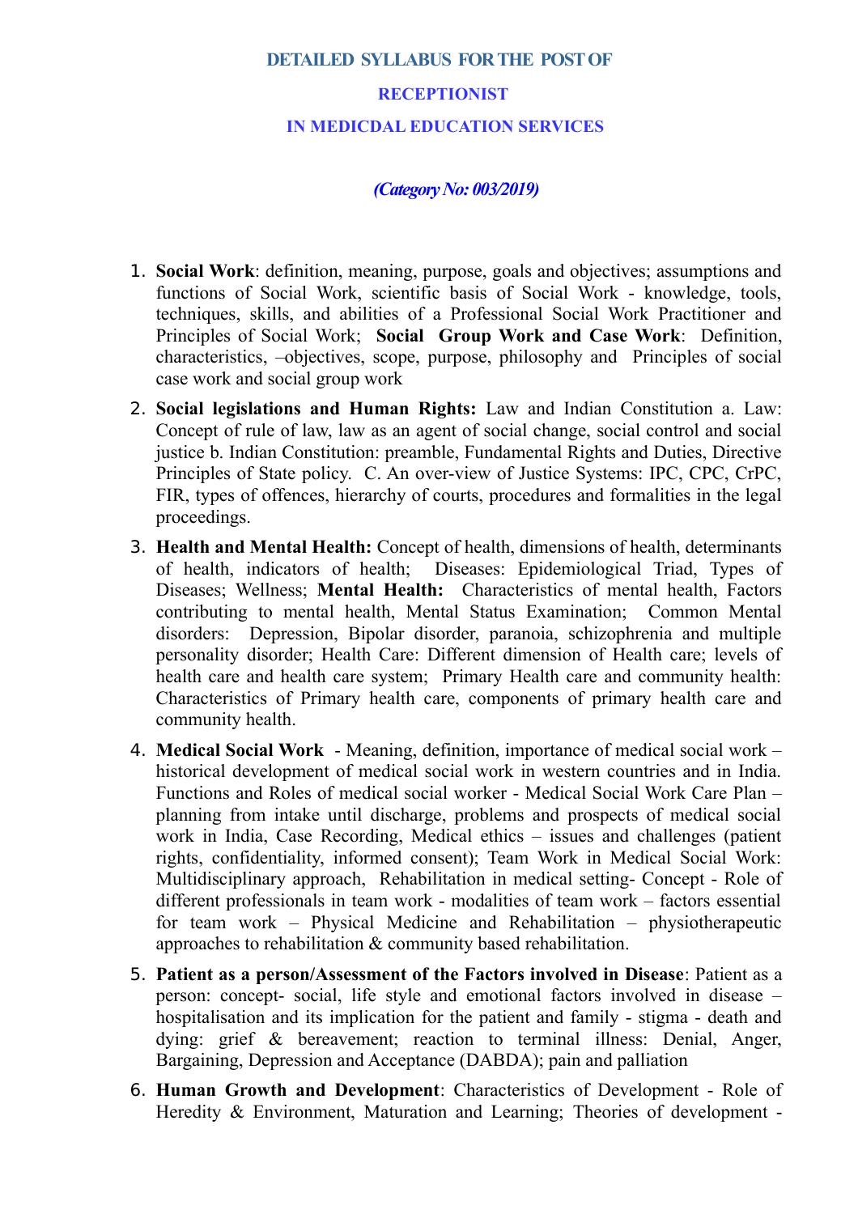# DETAILED SYLLABUS FOR THE POST OF

# RECEPTIONIST

# IN MEDICDAL EDUCATION SERVICES

***(Category No: 003/2019)***

1. **Social Work**: definition, meaning, purpose, goals and objectives; assumptions and functions of Social Work, scientific basis of Social Work - knowledge, tools, techniques, skills, and abilities of a Professional Social Work Practitioner and Principles of Social Work; **Social Group Work and Case Work**: Definition, characteristics, –objectives, scope, purpose, philosophy and Principles of social case work and social group work
2. **Social legislations and Human Rights:** Law and Indian Constitution a. Law: Concept of rule of law, law as an agent of social change, social control and social justice b. Indian Constitution: preamble, Fundamental Rights and Duties, Directive Principles of State policy. C. An over-view of Justice Systems: IPC, CPC, CrPC, FIR, types of offences, hierarchy of courts, procedures and formalities in the legal proceedings.
3. **Health and Mental Health:** Concept of health, dimensions of health, determinants of health, indicators of health; Diseases: Epidemiological Triad, Types of Diseases; Wellness; **Mental Health:** Characteristics of mental health, Factors contributing to mental health, Mental Status Examination; Common Mental disorders: Depression, Bipolar disorder, paranoia, schizophrenia and multiple personality disorder; Health Care: Different dimension of Health care; levels of health care and health care system; Primary Health care and community health: Characteristics of Primary health care, components of primary health care and community health.
4. **Medical Social Work** - Meaning, definition, importance of medical social work – historical development of medical social work in western countries and in India. Functions and Roles of medical social worker - Medical Social Work Care Plan – planning from intake until discharge, problems and prospects of medical social work in India, Case Recording, Medical ethics – issues and challenges (patient rights, confidentiality, informed consent); Team Work in Medical Social Work: Multidisciplinary approach, Rehabilitation in medical setting- Concept - Role of different professionals in team work - modalities of team work – factors essential for team work – Physical Medicine and Rehabilitation – physiotherapeutic approaches to rehabilitation & community based rehabilitation.
5. **Patient as a person/Assessment of the Factors involved in Disease**: Patient as a person: concept- social, life style and emotional factors involved in disease – hospitalisation and its implication for the patient and family - stigma - death and dying: grief & bereavement; reaction to terminal illness: Denial, Anger, Bargaining, Depression and Acceptance (DABDA); pain and palliation
6. **Human Growth and Development**: Characteristics of Development - Role of Heredity & Environment, Maturation and Learning; Theories of development -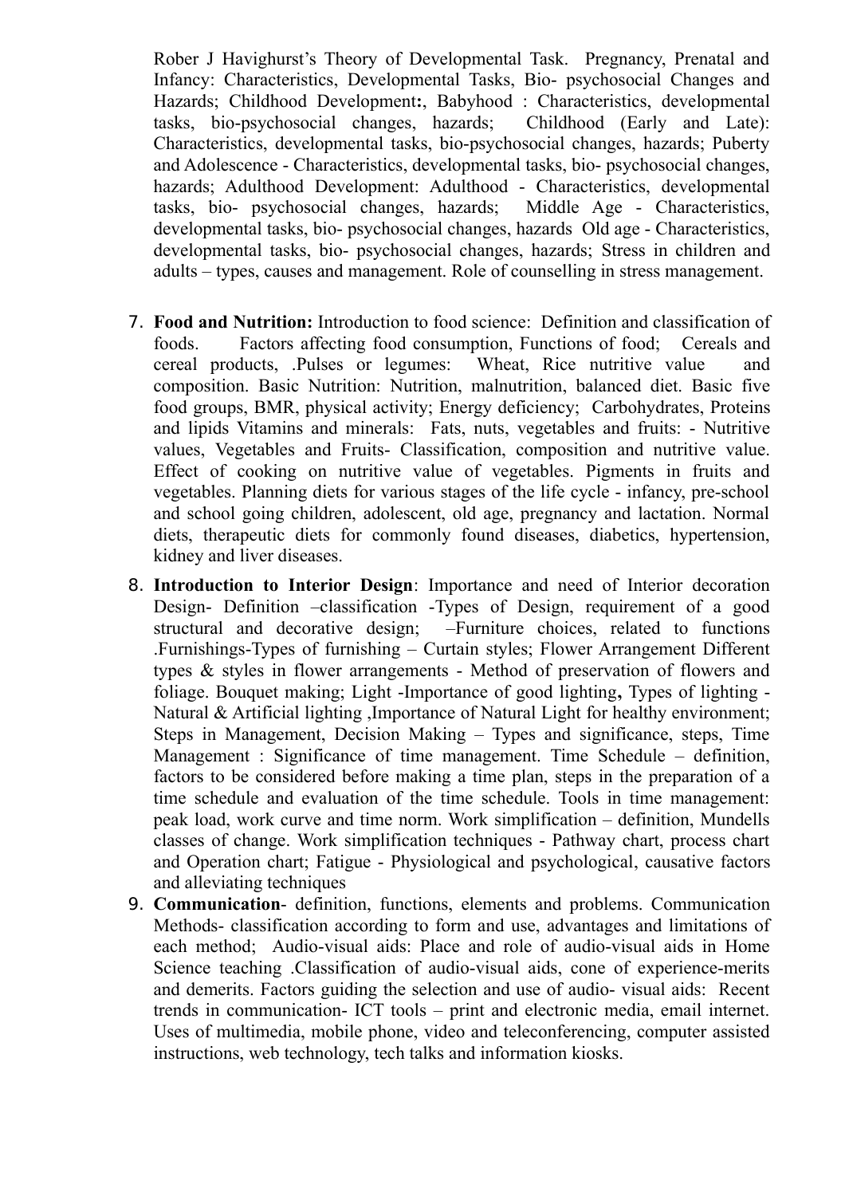Rober J Havighurst's Theory of Developmental Task. Pregnancy, Prenatal and Infancy: Characteristics, Developmental Tasks, Bio- psychosocial Changes and Hazards; Childhood Development**:**, Babyhood : Characteristics, developmental tasks, bio-psychosocial changes, hazards; Childhood (Early and Late): Characteristics, developmental tasks, bio-psychosocial changes, hazards; Puberty and Adolescence - Characteristics, developmental tasks, bio- psychosocial changes, hazards; Adulthood Development: Adulthood - Characteristics, developmental tasks, bio- psychosocial changes, hazards; Middle Age - Characteristics, developmental tasks, bio- psychosocial changes, hazards Old age - Characteristics, developmental tasks, bio- psychosocial changes, hazards; Stress in children and adults – types, causes and management. Role of counselling in stress management.

7. **Food and Nutrition:** Introduction to food science: Definition and classification of foods. Factors affecting food consumption, Functions of food; Cereals and cereal products, .Pulses or legumes: Wheat, Rice nutritive value and composition. Basic Nutrition: Nutrition, malnutrition, balanced diet. Basic five food groups, BMR, physical activity; Energy deficiency; Carbohydrates, Proteins and lipids Vitamins and minerals: Fats, nuts, vegetables and fruits: - Nutritive values, Vegetables and Fruits- Classification, composition and nutritive value. Effect of cooking on nutritive value of vegetables. Pigments in fruits and vegetables. Planning diets for various stages of the life cycle - infancy, pre-school and school going children, adolescent, old age, pregnancy and lactation. Normal diets, therapeutic diets for commonly found diseases, diabetics, hypertension, kidney and liver diseases.
8. **Introduction to Interior Design**: Importance and need of Interior decoration Design- Definition –classification -Types of Design, requirement of a good structural and decorative design; –Furniture choices, related to functions .Furnishings-Types of furnishing – Curtain styles; Flower Arrangement Different types & styles in flower arrangements - Method of preservation of flowers and foliage. Bouquet making; Light -Importance of good lighting**,** Types of lighting - Natural & Artificial lighting ,Importance of Natural Light for healthy environment; Steps in Management, Decision Making – Types and significance, steps, Time Management : Significance of time management. Time Schedule – definition, factors to be considered before making a time plan, steps in the preparation of a time schedule and evaluation of the time schedule. Tools in time management: peak load, work curve and time norm. Work simplification – definition, Mundells classes of change. Work simplification techniques - Pathway chart, process chart and Operation chart; Fatigue - Physiological and psychological, causative factors and alleviating techniques
9. **Communication**- definition, functions, elements and problems. Communication Methods- classification according to form and use, advantages and limitations of each method; Audio-visual aids: Place and role of audio-visual aids in Home Science teaching .Classification of audio-visual aids, cone of experience-merits and demerits. Factors guiding the selection and use of audio- visual aids: Recent trends in communication- ICT tools – print and electronic media, email internet. Uses of multimedia, mobile phone, video and teleconferencing, computer assisted instructions, web technology, tech talks and information kiosks.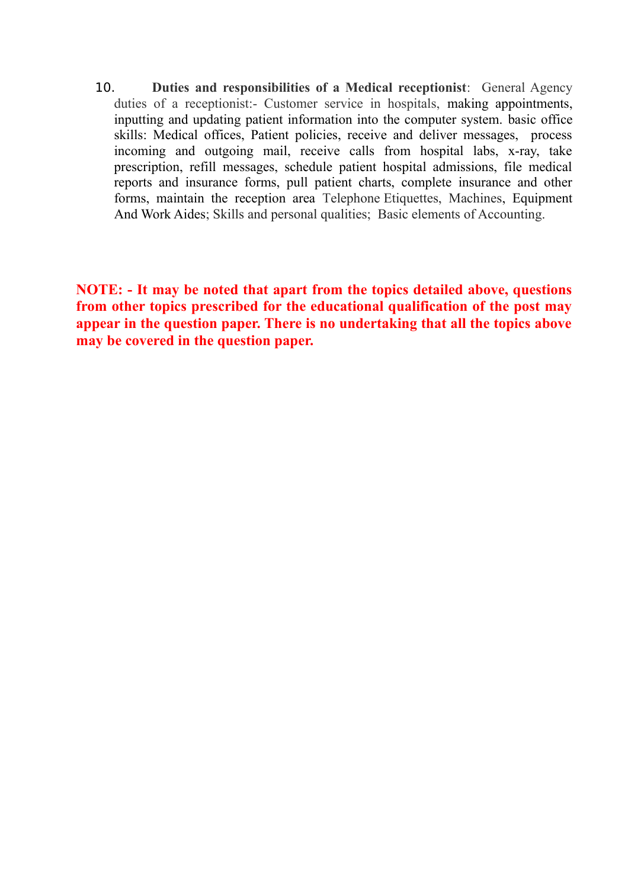10. **Duties and responsibilities of a Medical receptionist**: General Agency duties of a receptionist:- Customer service in hospitals, making appointments, inputting and updating patient information into the computer system. basic office skills: Medical offices, Patient policies, receive and deliver messages, process incoming and outgoing mail, receive calls from hospital labs, x-ray, take prescription, refill messages, schedule patient hospital admissions, file medical reports and insurance forms, pull patient charts, complete insurance and other forms, maintain the reception area Telephone Etiquettes, Machines, Equipment And Work Aides; Skills and personal qualities; Basic elements of Accounting.

**NOTE: - It may be noted that apart from the topics detailed above, questions from other topics prescribed for the educational qualification of the post may appear in the question paper. There is no undertaking that all the topics above may be covered in the question paper.**